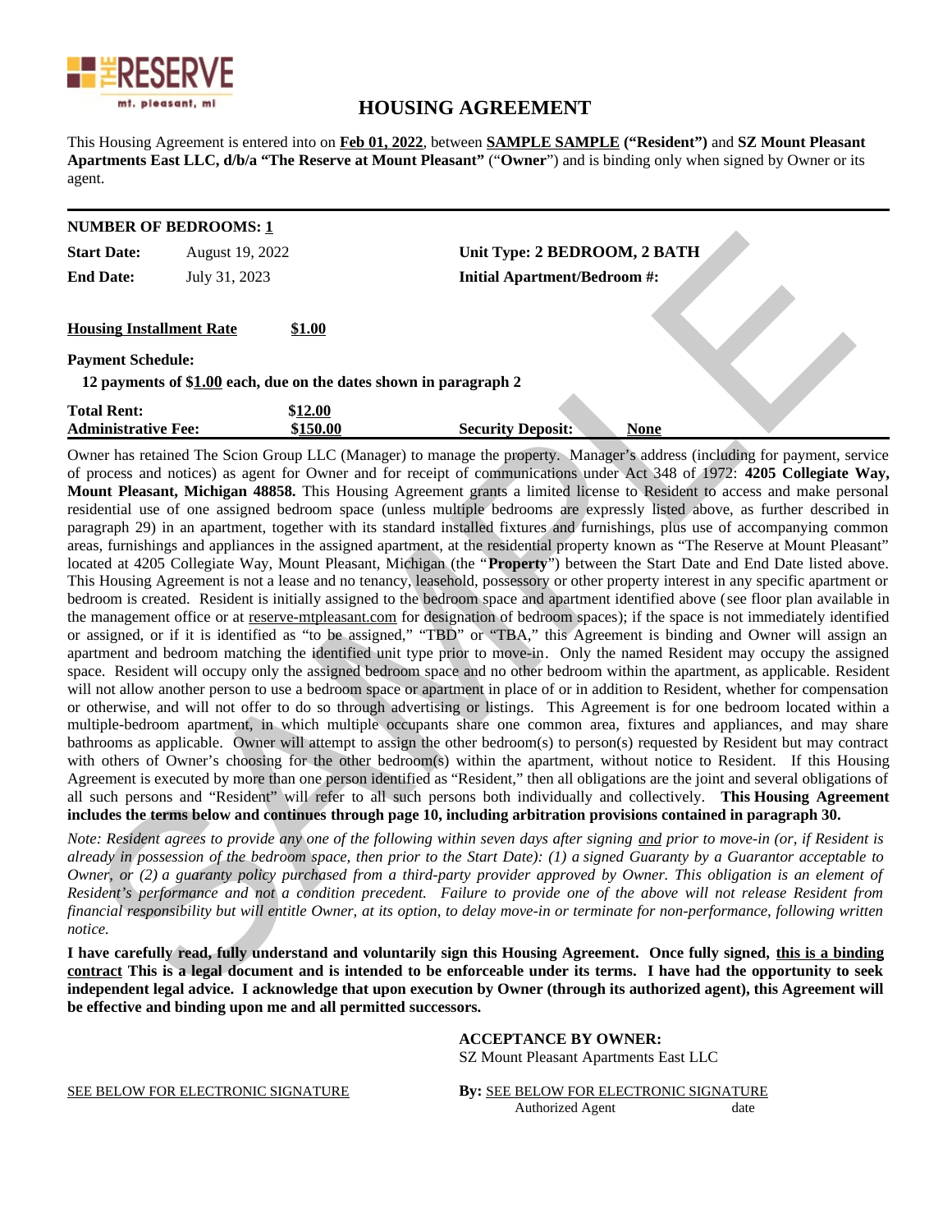THE RESERVE
mt. pleasant, mi

# HOUSING AGREEMENT

This Housing Agreement is entered into on **Feb 01, 2022**, between **SAMPLE SAMPLE ("Resident")** and **SZ Mount Pleasant Apartments East LLC, d/b/a "The Reserve at Mount Pleasant"** ("**Owner**") and is binding only when signed by Owner or its agent.

---

**NUMBER OF BEDROOMS: 1**

| | | | |
|---|---|---|---|
| **Start Date:** | August 19, 2022 | **Unit Type: 2 BEDROOM, 2 BATH** | |
| **End Date:** | July 31, 2023 | **Initial Apartment/Bedroom #:** | |

**Housing Installment Rate** **$1.00**

**Payment Schedule:**

**12 payments of $1.00 each, due on the dates shown in paragraph 2**

| | | | |
|---|---|---|---|
| **Total Rent:** | **$12.00** | | |
| **Administrative Fee:** | **$150.00** | **Security Deposit:** | **None** |

Owner has retained The Scion Group LLC (Manager) to manage the property. Manager's address (including for payment, service of process and notices) as agent for Owner and for receipt of communications under Act 348 of 1972: **4205 Collegiate Way, Mount Pleasant, Michigan 48858.** This Housing Agreement grants a limited license to Resident to access and make personal residential use of one assigned bedroom space (unless multiple bedrooms are expressly listed above, as further described in paragraph 29) in an apartment, together with its standard installed fixtures and furnishings, plus use of accompanying common areas, furnishings and appliances in the assigned apartment, at the residential property known as "The Reserve at Mount Pleasant" located at 4205 Collegiate Way, Mount Pleasant, Michigan (the "**Property**") between the Start Date and End Date listed above. This Housing Agreement is not a lease and no tenancy, leasehold, possessory or other property interest in any specific apartment or bedroom is created. Resident is initially assigned to the bedroom space and apartment identified above (see floor plan available in the management office or at reserve-mtpleasant.com for designation of bedroom spaces); if the space is not immediately identified or assigned, or if it is identified as "to be assigned," "TBD" or "TBA," this Agreement is binding and Owner will assign an apartment and bedroom matching the identified unit type prior to move-in. Only the named Resident may occupy the assigned space. Resident will occupy only the assigned bedroom space and no other bedroom within the apartment, as applicable. Resident will not allow another person to use a bedroom space or apartment in place of or in addition to Resident, whether for compensation or otherwise, and will not offer to do so through advertising or listings. This Agreement is for one bedroom located within a multiple-bedroom apartment, in which multiple occupants share one common area, fixtures and appliances, and may share bathrooms as applicable. Owner will attempt to assign the other bedroom(s) to person(s) requested by Resident but may contract with others of Owner's choosing for the other bedroom(s) within the apartment, without notice to Resident. If this Housing Agreement is executed by more than one person identified as "Resident," then all obligations are the joint and several obligations of all such persons and "Resident" will refer to all such persons both individually and collectively. **This Housing Agreement includes the terms below and continues through page 10, including arbitration provisions contained in paragraph 30.**

*Note: Resident agrees to provide any one of the following within seven days after signing and prior to move-in (or, if Resident is already in possession of the bedroom space, then prior to the Start Date): (1) a signed Guaranty by a Guarantor acceptable to Owner, or (2) a guaranty policy purchased from a third-party provider approved by Owner. This obligation is an element of Resident's performance and not a condition precedent. Failure to provide one of the above will not release Resident from financial responsibility but will entitle Owner, at its option, to delay move-in or terminate for non-performance, following written notice.*

**I have carefully read, fully understand and voluntarily sign this Housing Agreement. Once fully signed, this is a binding contract This is a legal document and is intended to be enforceable under its terms. I have had the opportunity to seek independent legal advice. I acknowledge that upon execution by Owner (through its authorized agent), this Agreement will be effective and binding upon me and all permitted successors.**

**ACCEPTANCE BY OWNER:**
SZ Mount Pleasant Apartments East LLC

SEE BELOW FOR ELECTRONIC SIGNATURE

**By:** SEE BELOW FOR ELECTRONIC SIGNATURE
Authorized Agent date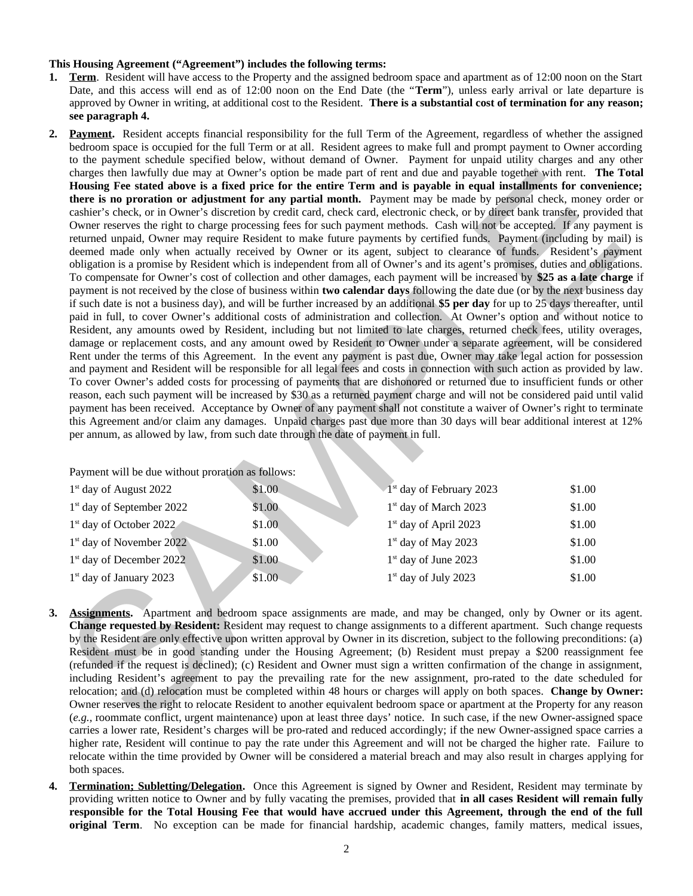**This Housing Agreement ("Agreement") includes the following terms:**

1. **Term**. Resident will have access to the Property and the assigned bedroom space and apartment as of 12:00 noon on the Start Date, and this access will end as of 12:00 noon on the End Date (the "**Term**"), unless early arrival or late departure is approved by Owner in writing, at additional cost to the Resident. **There is a substantial cost of termination for any reason; see paragraph 4.**

2. **Payment.** Resident accepts financial responsibility for the full Term of the Agreement, regardless of whether the assigned bedroom space is occupied for the full Term or at all. Resident agrees to make full and prompt payment to Owner according to the payment schedule specified below, without demand of Owner. Payment for unpaid utility charges and any other charges then lawfully due may at Owner's option be made part of rent and due and payable together with rent. **The Total Housing Fee stated above is a fixed price for the entire Term and is payable in equal installments for convenience; there is no proration or adjustment for any partial month.** Payment may be made by personal check, money order or cashier's check, or in Owner's discretion by credit card, check card, electronic check, or by direct bank transfer, provided that Owner reserves the right to charge processing fees for such payment methods. Cash will not be accepted. If any payment is returned unpaid, Owner may require Resident to make future payments by certified funds. Payment (including by mail) is deemed made only when actually received by Owner or its agent, subject to clearance of funds. Resident's payment obligation is a promise by Resident which is independent from all of Owner's and its agent's promises, duties and obligations. To compensate for Owner's cost of collection and other damages, each payment will be increased by **$25 as a late charge** if payment is not received by the close of business within **two calendar days** following the date due (or by the next business day if such date is not a business day), and will be further increased by an additional **$5 per day** for up to 25 days thereafter, until paid in full, to cover Owner's additional costs of administration and collection. At Owner's option and without notice to Resident, any amounts owed by Resident, including but not limited to late charges, returned check fees, utility overages, damage or replacement costs, and any amount owed by Resident to Owner under a separate agreement, will be considered Rent under the terms of this Agreement. In the event any payment is past due, Owner may take legal action for possession and payment and Resident will be responsible for all legal fees and costs in connection with such action as provided by law. To cover Owner's added costs for processing of payments that are dishonored or returned due to insufficient funds or other reason, each such payment will be increased by $30 as a returned payment charge and will not be considered paid until valid payment has been received. Acceptance by Owner of any payment shall not constitute a waiver of Owner's right to terminate this Agreement and/or claim any damages. Unpaid charges past due more than 30 days will bear additional interest at 12% per annum, as allowed by law, from such date through the date of payment in full.

   Payment will be due without proration as follows:

   | | | | |
   |---|---|---|---|
   | 1st day of August 2022 | $1.00 | 1st day of February 2023 | $1.00 |
   | 1st day of September 2022 | $1.00 | 1st day of March 2023 | $1.00 |
   | 1st day of October 2022 | $1.00 | 1st day of April 2023 | $1.00 |
   | 1st day of November 2022 | $1.00 | 1st day of May 2023 | $1.00 |
   | 1st day of December 2022 | $1.00 | 1st day of June 2023 | $1.00 |
   | 1st day of January 2023 | $1.00 | 1st day of July 2023 | $1.00 |

3. **Assignments.** Apartment and bedroom space assignments are made, and may be changed, only by Owner or its agent. **Change requested by Resident:** Resident may request to change assignments to a different apartment. Such change requests by the Resident are only effective upon written approval by Owner in its discretion, subject to the following preconditions: (a) Resident must be in good standing under the Housing Agreement; (b) Resident must prepay a $200 reassignment fee (refunded if the request is declined); (c) Resident and Owner must sign a written confirmation of the change in assignment, including Resident's agreement to pay the prevailing rate for the new assignment, pro-rated to the date scheduled for relocation; and (d) relocation must be completed within 48 hours or charges will apply on both spaces. **Change by Owner:** Owner reserves the right to relocate Resident to another equivalent bedroom space or apartment at the Property for any reason (*e.g.,* roommate conflict, urgent maintenance) upon at least three days' notice. In such case, if the new Owner-assigned space carries a lower rate, Resident's charges will be pro-rated and reduced accordingly; if the new Owner-assigned space carries a higher rate, Resident will continue to pay the rate under this Agreement and will not be charged the higher rate. Failure to relocate within the time provided by Owner will be considered a material breach and may also result in charges applying for both spaces.

4. **Termination; Subletting/Delegation.** Once this Agreement is signed by Owner and Resident, Resident may terminate by providing written notice to Owner and by fully vacating the premises, provided that **in all cases Resident will remain fully responsible for the Total Housing Fee that would have accrued under this Agreement, through the end of the full original Term**. No exception can be made for financial hardship, academic changes, family matters, medical issues,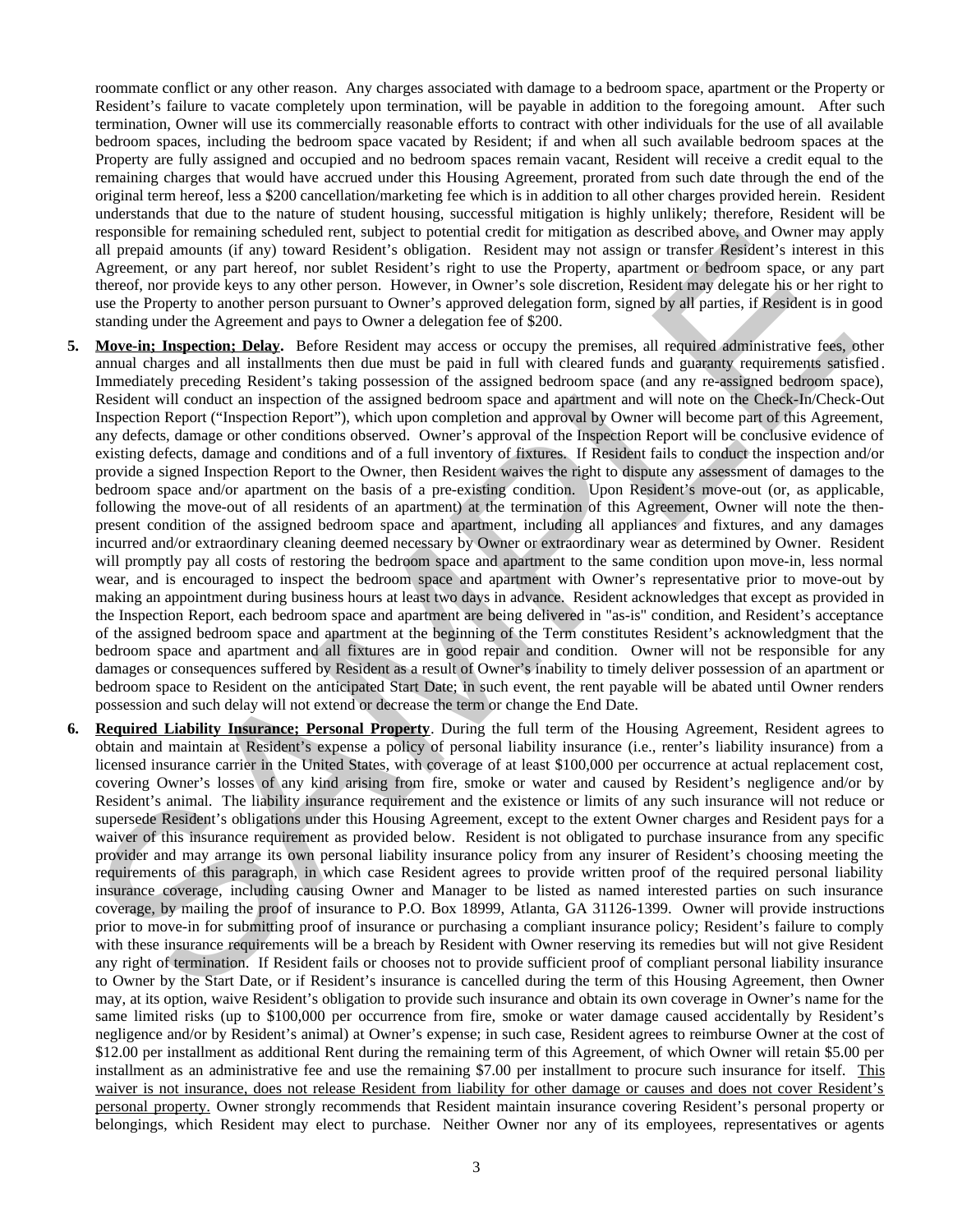roommate conflict or any other reason. Any charges associated with damage to a bedroom space, apartment or the Property or Resident's failure to vacate completely upon termination, will be payable in addition to the foregoing amount. After such termination, Owner will use its commercially reasonable efforts to contract with other individuals for the use of all available bedroom spaces, including the bedroom space vacated by Resident; if and when all such available bedroom spaces at the Property are fully assigned and occupied and no bedroom spaces remain vacant, Resident will receive a credit equal to the remaining charges that would have accrued under this Housing Agreement, prorated from such date through the end of the original term hereof, less a $200 cancellation/marketing fee which is in addition to all other charges provided herein. Resident understands that due to the nature of student housing, successful mitigation is highly unlikely; therefore, Resident will be responsible for remaining scheduled rent, subject to potential credit for mitigation as described above, and Owner may apply all prepaid amounts (if any) toward Resident's obligation. Resident may not assign or transfer Resident's interest in this Agreement, or any part hereof, nor sublet Resident's right to use the Property, apartment or bedroom space, or any part thereof, nor provide keys to any other person. However, in Owner's sole discretion, Resident may delegate his or her right to use the Property to another person pursuant to Owner's approved delegation form, signed by all parties, if Resident is in good standing under the Agreement and pays to Owner a delegation fee of $200.

5. **Move-in; Inspection; Delay.** Before Resident may access or occupy the premises, all required administrative fees, other annual charges and all installments then due must be paid in full with cleared funds and guaranty requirements satisfied. Immediately preceding Resident's taking possession of the assigned bedroom space (and any re-assigned bedroom space), Resident will conduct an inspection of the assigned bedroom space and apartment and will note on the Check-In/Check-Out Inspection Report ("Inspection Report"), which upon completion and approval by Owner will become part of this Agreement, any defects, damage or other conditions observed. Owner's approval of the Inspection Report will be conclusive evidence of existing defects, damage and conditions and of a full inventory of fixtures. If Resident fails to conduct the inspection and/or provide a signed Inspection Report to the Owner, then Resident waives the right to dispute any assessment of damages to the bedroom space and/or apartment on the basis of a pre-existing condition. Upon Resident's move-out (or, as applicable, following the move-out of all residents of an apartment) at the termination of this Agreement, Owner will note the then-present condition of the assigned bedroom space and apartment, including all appliances and fixtures, and any damages incurred and/or extraordinary cleaning deemed necessary by Owner or extraordinary wear as determined by Owner. Resident will promptly pay all costs of restoring the bedroom space and apartment to the same condition upon move-in, less normal wear, and is encouraged to inspect the bedroom space and apartment with Owner's representative prior to move-out by making an appointment during business hours at least two days in advance. Resident acknowledges that except as provided in the Inspection Report, each bedroom space and apartment are being delivered in "as-is" condition, and Resident's acceptance of the assigned bedroom space and apartment at the beginning of the Term constitutes Resident's acknowledgment that the bedroom space and apartment and all fixtures are in good repair and condition. Owner will not be responsible for any damages or consequences suffered by Resident as a result of Owner's inability to timely deliver possession of an apartment or bedroom space to Resident on the anticipated Start Date; in such event, the rent payable will be abated until Owner renders possession and such delay will not extend or decrease the term or change the End Date.

6. **Required Liability Insurance; Personal Property**. During the full term of the Housing Agreement, Resident agrees to obtain and maintain at Resident's expense a policy of personal liability insurance (i.e., renter's liability insurance) from a licensed insurance carrier in the United States, with coverage of at least $100,000 per occurrence at actual replacement cost, covering Owner's losses of any kind arising from fire, smoke or water and caused by Resident's negligence and/or by Resident's animal. The liability insurance requirement and the existence or limits of any such insurance will not reduce or supersede Resident's obligations under this Housing Agreement, except to the extent Owner charges and Resident pays for a waiver of this insurance requirement as provided below. Resident is not obligated to purchase insurance from any specific provider and may arrange its own personal liability insurance policy from any insurer of Resident's choosing meeting the requirements of this paragraph, in which case Resident agrees to provide written proof of the required personal liability insurance coverage, including causing Owner and Manager to be listed as named interested parties on such insurance coverage, by mailing the proof of insurance to P.O. Box 18999, Atlanta, GA 31126-1399. Owner will provide instructions prior to move-in for submitting proof of insurance or purchasing a compliant insurance policy; Resident's failure to comply with these insurance requirements will be a breach by Resident with Owner reserving its remedies but will not give Resident any right of termination. If Resident fails or chooses not to provide sufficient proof of compliant personal liability insurance to Owner by the Start Date, or if Resident's insurance is cancelled during the term of this Housing Agreement, then Owner may, at its option, waive Resident's obligation to provide such insurance and obtain its own coverage in Owner's name for the same limited risks (up to $100,000 per occurrence from fire, smoke or water damage caused accidentally by Resident's negligence and/or by Resident's animal) at Owner's expense; in such case, Resident agrees to reimburse Owner at the cost of $12.00 per installment as additional Rent during the remaining term of this Agreement, of which Owner will retain $5.00 per installment as an administrative fee and use the remaining $7.00 per installment to procure such insurance for itself. <u>This waiver is not insurance, does not release Resident from liability for other damage or causes and does not cover Resident's personal property.</u> Owner strongly recommends that Resident maintain insurance covering Resident's personal property or belongings, which Resident may elect to purchase. Neither Owner nor any of its employees, representatives or agents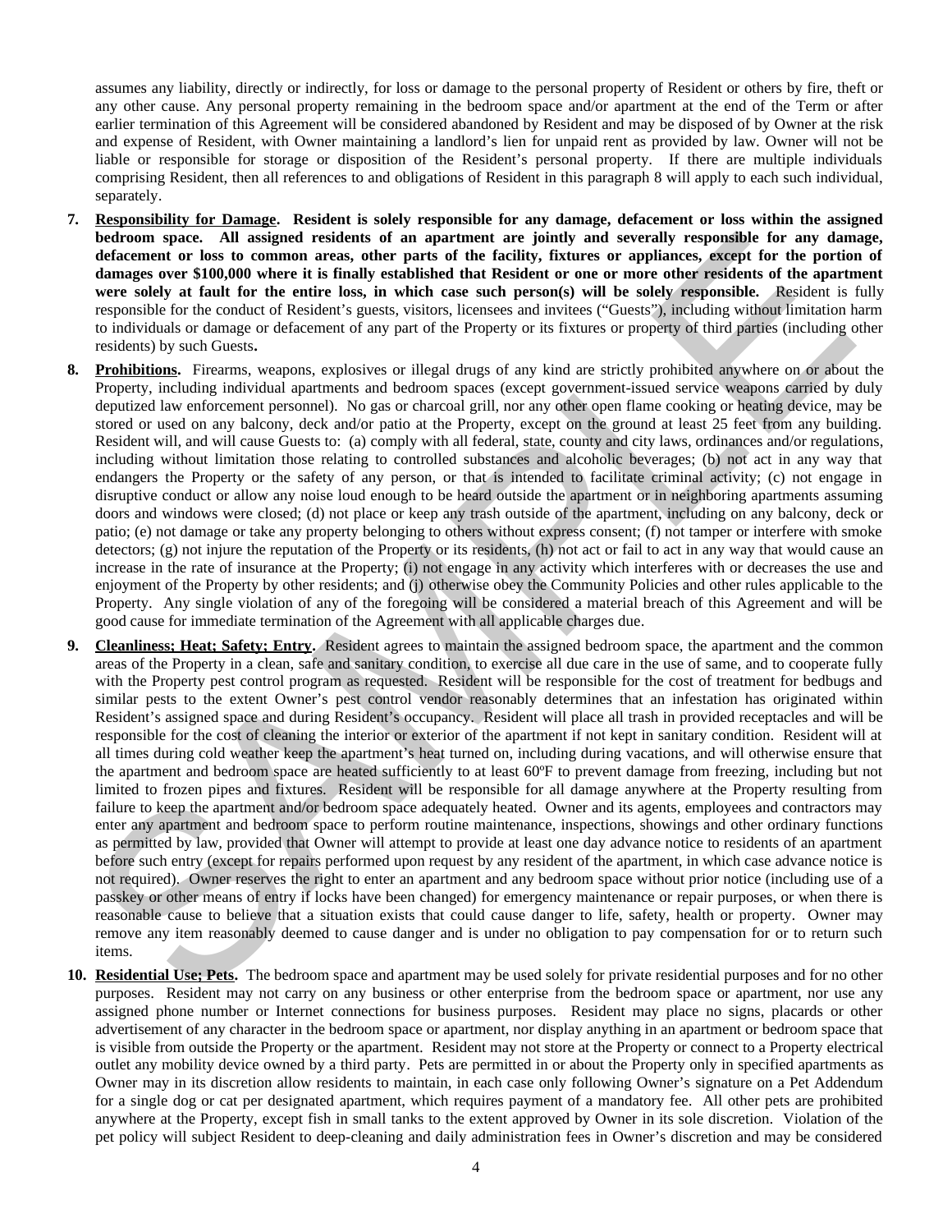assumes any liability, directly or indirectly, for loss or damage to the personal property of Resident or others by fire, theft or any other cause. Any personal property remaining in the bedroom space and/or apartment at the end of the Term or after earlier termination of this Agreement will be considered abandoned by Resident and may be disposed of by Owner at the risk and expense of Resident, with Owner maintaining a landlord's lien for unpaid rent as provided by law. Owner will not be liable or responsible for storage or disposition of the Resident's personal property. If there are multiple individuals comprising Resident, then all references to and obligations of Resident in this paragraph 8 will apply to each such individual, separately.

7. **Responsibility for Damage. Resident is solely responsible for any damage, defacement or loss within the assigned bedroom space. All assigned residents of an apartment are jointly and severally responsible for any damage, defacement or loss to common areas, other parts of the facility, fixtures or appliances, except for the portion of damages over $100,000 where it is finally established that Resident or one or more other residents of the apartment were solely at fault for the entire loss, in which case such person(s) will be solely responsible.** Resident is fully responsible for the conduct of Resident's guests, visitors, licensees and invitees ("Guests"), including without limitation harm to individuals or damage or defacement of any part of the Property or its fixtures or property of third parties (including other residents) by such Guests**.**

8. **Prohibitions.** Firearms, weapons, explosives or illegal drugs of any kind are strictly prohibited anywhere on or about the Property, including individual apartments and bedroom spaces (except government-issued service weapons carried by duly deputized law enforcement personnel). No gas or charcoal grill, nor any other open flame cooking or heating device, may be stored or used on any balcony, deck and/or patio at the Property, except on the ground at least 25 feet from any building. Resident will, and will cause Guests to: (a) comply with all federal, state, county and city laws, ordinances and/or regulations, including without limitation those relating to controlled substances and alcoholic beverages; (b) not act in any way that endangers the Property or the safety of any person, or that is intended to facilitate criminal activity; (c) not engage in disruptive conduct or allow any noise loud enough to be heard outside the apartment or in neighboring apartments assuming doors and windows were closed; (d) not place or keep any trash outside of the apartment, including on any balcony, deck or patio; (e) not damage or take any property belonging to others without express consent; (f) not tamper or interfere with smoke detectors; (g) not injure the reputation of the Property or its residents, (h) not act or fail to act in any way that would cause an increase in the rate of insurance at the Property; (i) not engage in any activity which interferes with or decreases the use and enjoyment of the Property by other residents; and (j) otherwise obey the Community Policies and other rules applicable to the Property. Any single violation of any of the foregoing will be considered a material breach of this Agreement and will be good cause for immediate termination of the Agreement with all applicable charges due.

9. **Cleanliness; Heat; Safety; Entry.** Resident agrees to maintain the assigned bedroom space, the apartment and the common areas of the Property in a clean, safe and sanitary condition, to exercise all due care in the use of same, and to cooperate fully with the Property pest control program as requested. Resident will be responsible for the cost of treatment for bedbugs and similar pests to the extent Owner's pest control vendor reasonably determines that an infestation has originated within Resident's assigned space and during Resident's occupancy. Resident will place all trash in provided receptacles and will be responsible for the cost of cleaning the interior or exterior of the apartment if not kept in sanitary condition. Resident will at all times during cold weather keep the apartment's heat turned on, including during vacations, and will otherwise ensure that the apartment and bedroom space are heated sufficiently to at least 60ºF to prevent damage from freezing, including but not limited to frozen pipes and fixtures. Resident will be responsible for all damage anywhere at the Property resulting from failure to keep the apartment and/or bedroom space adequately heated. Owner and its agents, employees and contractors may enter any apartment and bedroom space to perform routine maintenance, inspections, showings and other ordinary functions as permitted by law, provided that Owner will attempt to provide at least one day advance notice to residents of an apartment before such entry (except for repairs performed upon request by any resident of the apartment, in which case advance notice is not required). Owner reserves the right to enter an apartment and any bedroom space without prior notice (including use of a passkey or other means of entry if locks have been changed) for emergency maintenance or repair purposes, or when there is reasonable cause to believe that a situation exists that could cause danger to life, safety, health or property. Owner may remove any item reasonably deemed to cause danger and is under no obligation to pay compensation for or to return such items.

10. **Residential Use; Pets.** The bedroom space and apartment may be used solely for private residential purposes and for no other purposes. Resident may not carry on any business or other enterprise from the bedroom space or apartment, nor use any assigned phone number or Internet connections for business purposes. Resident may place no signs, placards or other advertisement of any character in the bedroom space or apartment, nor display anything in an apartment or bedroom space that is visible from outside the Property or the apartment. Resident may not store at the Property or connect to a Property electrical outlet any mobility device owned by a third party. Pets are permitted in or about the Property only in specified apartments as Owner may in its discretion allow residents to maintain, in each case only following Owner's signature on a Pet Addendum for a single dog or cat per designated apartment, which requires payment of a mandatory fee. All other pets are prohibited anywhere at the Property, except fish in small tanks to the extent approved by Owner in its sole discretion. Violation of the pet policy will subject Resident to deep-cleaning and daily administration fees in Owner's discretion and may be considered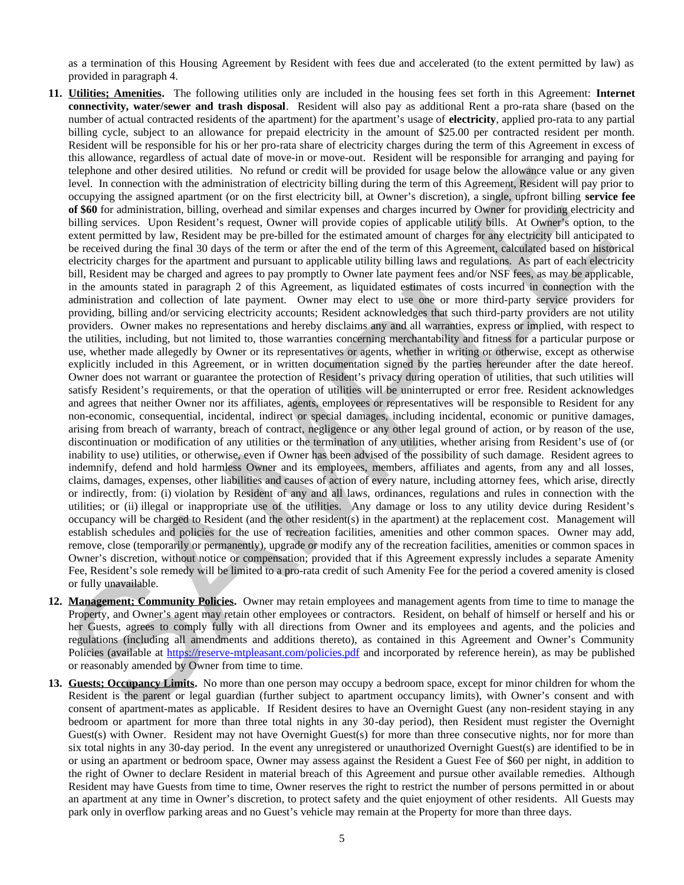as a termination of this Housing Agreement by Resident with fees due and accelerated (to the extent permitted by law) as provided in paragraph 4.

11. **Utilities; Amenities.** The following utilities only are included in the housing fees set forth in this Agreement: **Internet connectivity, water/sewer and trash disposal**. Resident will also pay as additional Rent a pro-rata share (based on the number of actual contracted residents of the apartment) for the apartment's usage of **electricity**, applied pro-rata to any partial billing cycle, subject to an allowance for prepaid electricity in the amount of $25.00 per contracted resident per month. Resident will be responsible for his or her pro-rata share of electricity charges during the term of this Agreement in excess of this allowance, regardless of actual date of move-in or move-out. Resident will be responsible for arranging and paying for telephone and other desired utilities. No refund or credit will be provided for usage below the allowance value or any given level. In connection with the administration of electricity billing during the term of this Agreement, Resident will pay prior to occupying the assigned apartment (or on the first electricity bill, at Owner's discretion), a single, upfront billing **service fee of $60** for administration, billing, overhead and similar expenses and charges incurred by Owner for providing electricity and billing services. Upon Resident's request, Owner will provide copies of applicable utility bills. At Owner's option, to the extent permitted by law, Resident may be pre-billed for the estimated amount of charges for any electricity bill anticipated to be received during the final 30 days of the term or after the end of the term of this Agreement, calculated based on historical electricity charges for the apartment and pursuant to applicable utility billing laws and regulations. As part of each electricity bill, Resident may be charged and agrees to pay promptly to Owner late payment fees and/or NSF fees, as may be applicable, in the amounts stated in paragraph 2 of this Agreement, as liquidated estimates of costs incurred in connection with the administration and collection of late payment. Owner may elect to use one or more third-party service providers for providing, billing and/or servicing electricity accounts; Resident acknowledges that such third-party providers are not utility providers. Owner makes no representations and hereby disclaims any and all warranties, express or implied, with respect to the utilities, including, but not limited to, those warranties concerning merchantability and fitness for a particular purpose or use, whether made allegedly by Owner or its representatives or agents, whether in writing or otherwise, except as otherwise explicitly included in this Agreement, or in written documentation signed by the parties hereunder after the date hereof. Owner does not warrant or guarantee the protection of Resident's privacy during operation of utilities, that such utilities will satisfy Resident's requirements, or that the operation of utilities will be uninterrupted or error free. Resident acknowledges and agrees that neither Owner nor its affiliates, agents, employees or representatives will be responsible to Resident for any non-economic, consequential, incidental, indirect or special damages, including incidental, economic or punitive damages, arising from breach of warranty, breach of contract, negligence or any other legal ground of action, or by reason of the use, discontinuation or modification of any utilities or the termination of any utilities, whether arising from Resident's use of (or inability to use) utilities, or otherwise, even if Owner has been advised of the possibility of such damage. Resident agrees to indemnify, defend and hold harmless Owner and its employees, members, affiliates and agents, from any and all losses, claims, damages, expenses, other liabilities and causes of action of every nature, including attorney fees, which arise, directly or indirectly, from: (i) violation by Resident of any and all laws, ordinances, regulations and rules in connection with the utilities; or (ii) illegal or inappropriate use of the utilities. Any damage or loss to any utility device during Resident's occupancy will be charged to Resident (and the other resident(s) in the apartment) at the replacement cost. Management will establish schedules and policies for the use of recreation facilities, amenities and other common spaces. Owner may add, remove, close (temporarily or permanently), upgrade or modify any of the recreation facilities, amenities or common spaces in Owner's discretion, without notice or compensation; provided that if this Agreement expressly includes a separate Amenity Fee, Resident's sole remedy will be limited to a pro-rata credit of such Amenity Fee for the period a covered amenity is closed or fully unavailable.

12. **Management; Community Policies.** Owner may retain employees and management agents from time to time to manage the Property, and Owner's agent may retain other employees or contractors. Resident, on behalf of himself or herself and his or her Guests, agrees to comply fully with all directions from Owner and its employees and agents, and the policies and regulations (including all amendments and additions thereto), as contained in this Agreement and Owner's Community Policies (available at [https://reserve-mtpleasant.com/policies.pdf](https://reserve-mtpleasant.com/policies.pdf) and incorporated by reference herein), as may be published or reasonably amended by Owner from time to time.

13. **Guests; Occupancy Limits.** No more than one person may occupy a bedroom space, except for minor children for whom the Resident is the parent or legal guardian (further subject to apartment occupancy limits), with Owner's consent and with consent of apartment-mates as applicable. If Resident desires to have an Overnight Guest (any non-resident staying in any bedroom or apartment for more than three total nights in any 30-day period), then Resident must register the Overnight Guest(s) with Owner. Resident may not have Overnight Guest(s) for more than three consecutive nights, nor for more than six total nights in any 30-day period. In the event any unregistered or unauthorized Overnight Guest(s) are identified to be in or using an apartment or bedroom space, Owner may assess against the Resident a Guest Fee of $60 per night, in addition to the right of Owner to declare Resident in material breach of this Agreement and pursue other available remedies. Although Resident may have Guests from time to time, Owner reserves the right to restrict the number of persons permitted in or about an apartment at any time in Owner's discretion, to protect safety and the quiet enjoyment of other residents. All Guests may park only in overflow parking areas and no Guest's vehicle may remain at the Property for more than three days.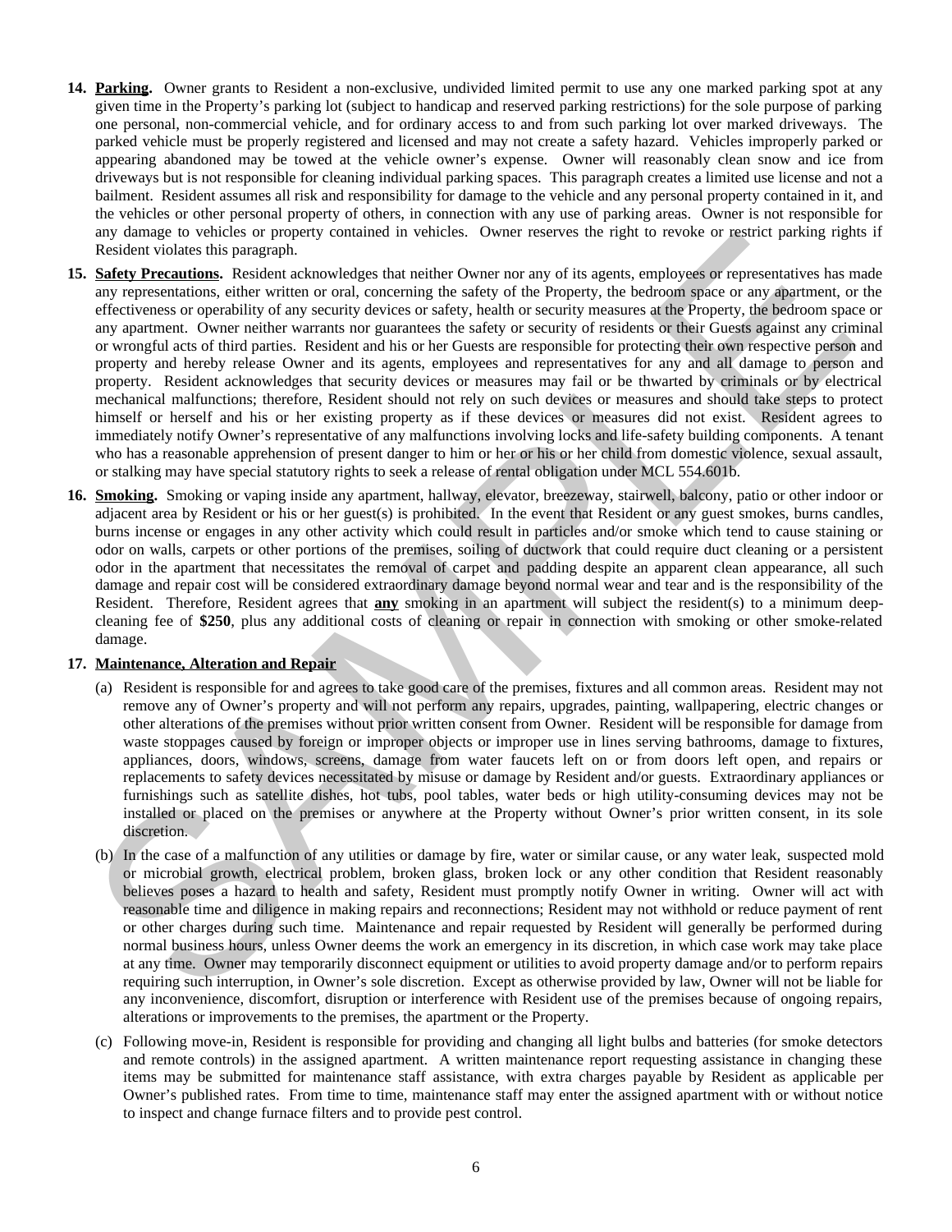14. **Parking.** Owner grants to Resident a non-exclusive, undivided limited permit to use any one marked parking spot at any given time in the Property's parking lot (subject to handicap and reserved parking restrictions) for the sole purpose of parking one personal, non-commercial vehicle, and for ordinary access to and from such parking lot over marked driveways. The parked vehicle must be properly registered and licensed and may not create a safety hazard. Vehicles improperly parked or appearing abandoned may be towed at the vehicle owner's expense. Owner will reasonably clean snow and ice from driveways but is not responsible for cleaning individual parking spaces. This paragraph creates a limited use license and not a bailment. Resident assumes all risk and responsibility for damage to the vehicle and any personal property contained in it, and the vehicles or other personal property of others, in connection with any use of parking areas. Owner is not responsible for any damage to vehicles or property contained in vehicles. Owner reserves the right to revoke or restrict parking rights if Resident violates this paragraph.

15. **Safety Precautions.** Resident acknowledges that neither Owner nor any of its agents, employees or representatives has made any representations, either written or oral, concerning the safety of the Property, the bedroom space or any apartment, or the effectiveness or operability of any security devices or safety, health or security measures at the Property, the bedroom space or any apartment. Owner neither warrants nor guarantees the safety or security of residents or their Guests against any criminal or wrongful acts of third parties. Resident and his or her Guests are responsible for protecting their own respective person and property and hereby release Owner and its agents, employees and representatives for any and all damage to person and property. Resident acknowledges that security devices or measures may fail or be thwarted by criminals or by electrical mechanical malfunctions; therefore, Resident should not rely on such devices or measures and should take steps to protect himself or herself and his or her existing property as if these devices or measures did not exist. Resident agrees to immediately notify Owner's representative of any malfunctions involving locks and life-safety building components. A tenant who has a reasonable apprehension of present danger to him or her or his or her child from domestic violence, sexual assault, or stalking may have special statutory rights to seek a release of rental obligation under MCL 554.601b.

16. **Smoking.** Smoking or vaping inside any apartment, hallway, elevator, breezeway, stairwell, balcony, patio or other indoor or adjacent area by Resident or his or her guest(s) is prohibited. In the event that Resident or any guest smokes, burns candles, burns incense or engages in any other activity which could result in particles and/or smoke which tend to cause staining or odor on walls, carpets or other portions of the premises, soiling of ductwork that could require duct cleaning or a persistent odor in the apartment that necessitates the removal of carpet and padding despite an apparent clean appearance, all such damage and repair cost will be considered extraordinary damage beyond normal wear and tear and is the responsibility of the Resident. Therefore, Resident agrees that **any** smoking in an apartment will subject the resident(s) to a minimum deep-cleaning fee of **$250**, plus any additional costs of cleaning or repair in connection with smoking or other smoke-related damage.

17. **Maintenance, Alteration and Repair**

    (a) Resident is responsible for and agrees to take good care of the premises, fixtures and all common areas. Resident may not remove any of Owner's property and will not perform any repairs, upgrades, painting, wallpapering, electric changes or other alterations of the premises without prior written consent from Owner. Resident will be responsible for damage from waste stoppages caused by foreign or improper objects or improper use in lines serving bathrooms, damage to fixtures, appliances, doors, windows, screens, damage from water faucets left on or from doors left open, and repairs or replacements to safety devices necessitated by misuse or damage by Resident and/or guests. Extraordinary appliances or furnishings such as satellite dishes, hot tubs, pool tables, water beds or high utility-consuming devices may not be installed or placed on the premises or anywhere at the Property without Owner's prior written consent, in its sole discretion.

    (b) In the case of a malfunction of any utilities or damage by fire, water or similar cause, or any water leak, suspected mold or microbial growth, electrical problem, broken glass, broken lock or any other condition that Resident reasonably believes poses a hazard to health and safety, Resident must promptly notify Owner in writing. Owner will act with reasonable time and diligence in making repairs and reconnections; Resident may not withhold or reduce payment of rent or other charges during such time. Maintenance and repair requested by Resident will generally be performed during normal business hours, unless Owner deems the work an emergency in its discretion, in which case work may take place at any time. Owner may temporarily disconnect equipment or utilities to avoid property damage and/or to perform repairs requiring such interruption, in Owner's sole discretion. Except as otherwise provided by law, Owner will not be liable for any inconvenience, discomfort, disruption or interference with Resident use of the premises because of ongoing repairs, alterations or improvements to the premises, the apartment or the Property.

    (c) Following move-in, Resident is responsible for providing and changing all light bulbs and batteries (for smoke detectors and remote controls) in the assigned apartment. A written maintenance report requesting assistance in changing these items may be submitted for maintenance staff assistance, with extra charges payable by Resident as applicable per Owner's published rates. From time to time, maintenance staff may enter the assigned apartment with or without notice to inspect and change furnace filters and to provide pest control.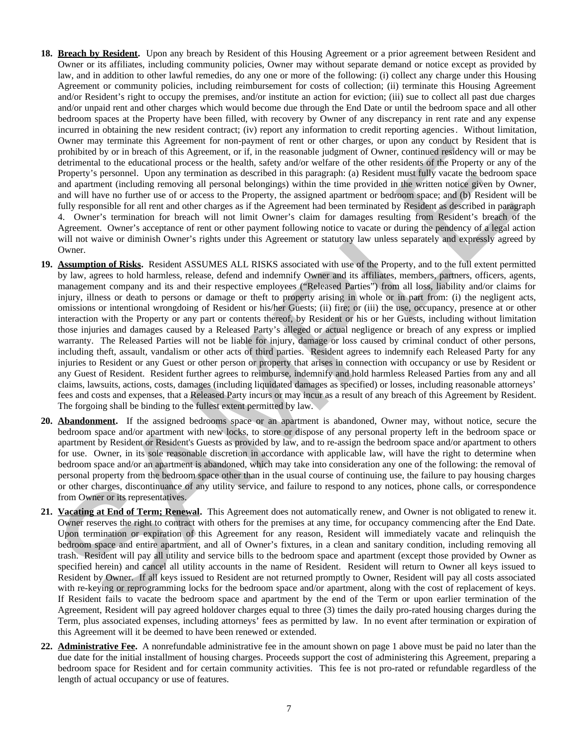18. **Breach by Resident.** Upon any breach by Resident of this Housing Agreement or a prior agreement between Resident and Owner or its affiliates, including community policies, Owner may without separate demand or notice except as provided by law, and in addition to other lawful remedies, do any one or more of the following: (i) collect any charge under this Housing Agreement or community policies, including reimbursement for costs of collection; (ii) terminate this Housing Agreement and/or Resident's right to occupy the premises, and/or institute an action for eviction; (iii) sue to collect all past due charges and/or unpaid rent and other charges which would become due through the End Date or until the bedroom space and all other bedroom spaces at the Property have been filled, with recovery by Owner of any discrepancy in rent rate and any expense incurred in obtaining the new resident contract; (iv) report any information to credit reporting agencies. Without limitation, Owner may terminate this Agreement for non-payment of rent or other charges, or upon any conduct by Resident that is prohibited by or in breach of this Agreement, or if, in the reasonable judgment of Owner, continued residency will or may be detrimental to the educational process or the health, safety and/or welfare of the other residents of the Property or any of the Property's personnel. Upon any termination as described in this paragraph: (a) Resident must fully vacate the bedroom space and apartment (including removing all personal belongings) within the time provided in the written notice given by Owner, and will have no further use of or access to the Property, the assigned apartment or bedroom space; and (b) Resident will be fully responsible for all rent and other charges as if the Agreement had been terminated by Resident as described in paragraph 4. Owner's termination for breach will not limit Owner's claim for damages resulting from Resident's breach of the Agreement. Owner's acceptance of rent or other payment following notice to vacate or during the pendency of a legal action will not waive or diminish Owner's rights under this Agreement or statutory law unless separately and expressly agreed by Owner.

19. **Assumption of Risks.** Resident ASSUMES ALL RISKS associated with use of the Property, and to the full extent permitted by law, agrees to hold harmless, release, defend and indemnify Owner and its affiliates, members, partners, officers, agents, management company and its and their respective employees ("Released Parties") from all loss, liability and/or claims for injury, illness or death to persons or damage or theft to property arising in whole or in part from: (i) the negligent acts, omissions or intentional wrongdoing of Resident or his/her Guests; (ii) fire; or (iii) the use, occupancy, presence at or other interaction with the Property or any part or contents thereof, by Resident or his or her Guests, including without limitation those injuries and damages caused by a Released Party's alleged or actual negligence or breach of any express or implied warranty. The Released Parties will not be liable for injury, damage or loss caused by criminal conduct of other persons, including theft, assault, vandalism or other acts of third parties. Resident agrees to indemnify each Released Party for any injuries to Resident or any Guest or other person or property that arises in connection with occupancy or use by Resident or any Guest of Resident. Resident further agrees to reimburse, indemnify and hold harmless Released Parties from any and all claims, lawsuits, actions, costs, damages (including liquidated damages as specified) or losses, including reasonable attorneys' fees and costs and expenses, that a Released Party incurs or may incur as a result of any breach of this Agreement by Resident. The forgoing shall be binding to the fullest extent permitted by law.

20. **Abandonment.** If the assigned bedrooms space or an apartment is abandoned, Owner may, without notice, secure the bedroom space and/or apartment with new locks, to store or dispose of any personal property left in the bedroom space or apartment by Resident or Resident's Guests as provided by law, and to re-assign the bedroom space and/or apartment to others for use. Owner, in its sole reasonable discretion in accordance with applicable law, will have the right to determine when bedroom space and/or an apartment is abandoned, which may take into consideration any one of the following: the removal of personal property from the bedroom space other than in the usual course of continuing use, the failure to pay housing charges or other charges, discontinuance of any utility service, and failure to respond to any notices, phone calls, or correspondence from Owner or its representatives.

21. **Vacating at End of Term; Renewal.** This Agreement does not automatically renew, and Owner is not obligated to renew it. Owner reserves the right to contract with others for the premises at any time, for occupancy commencing after the End Date. Upon termination or expiration of this Agreement for any reason, Resident will immediately vacate and relinquish the bedroom space and entire apartment, and all of Owner's fixtures, in a clean and sanitary condition, including removing all trash. Resident will pay all utility and service bills to the bedroom space and apartment (except those provided by Owner as specified herein) and cancel all utility accounts in the name of Resident. Resident will return to Owner all keys issued to Resident by Owner. If all keys issued to Resident are not returned promptly to Owner, Resident will pay all costs associated with re-keying or reprogramming locks for the bedroom space and/or apartment, along with the cost of replacement of keys. If Resident fails to vacate the bedroom space and apartment by the end of the Term or upon earlier termination of the Agreement, Resident will pay agreed holdover charges equal to three (3) times the daily pro-rated housing charges during the Term, plus associated expenses, including attorneys' fees as permitted by law. In no event after termination or expiration of this Agreement will it be deemed to have been renewed or extended.

22. **Administrative Fee.** A nonrefundable administrative fee in the amount shown on page 1 above must be paid no later than the due date for the initial installment of housing charges. Proceeds support the cost of administering this Agreement, preparing a bedroom space for Resident and for certain community activities. This fee is not pro-rated or refundable regardless of the length of actual occupancy or use of features.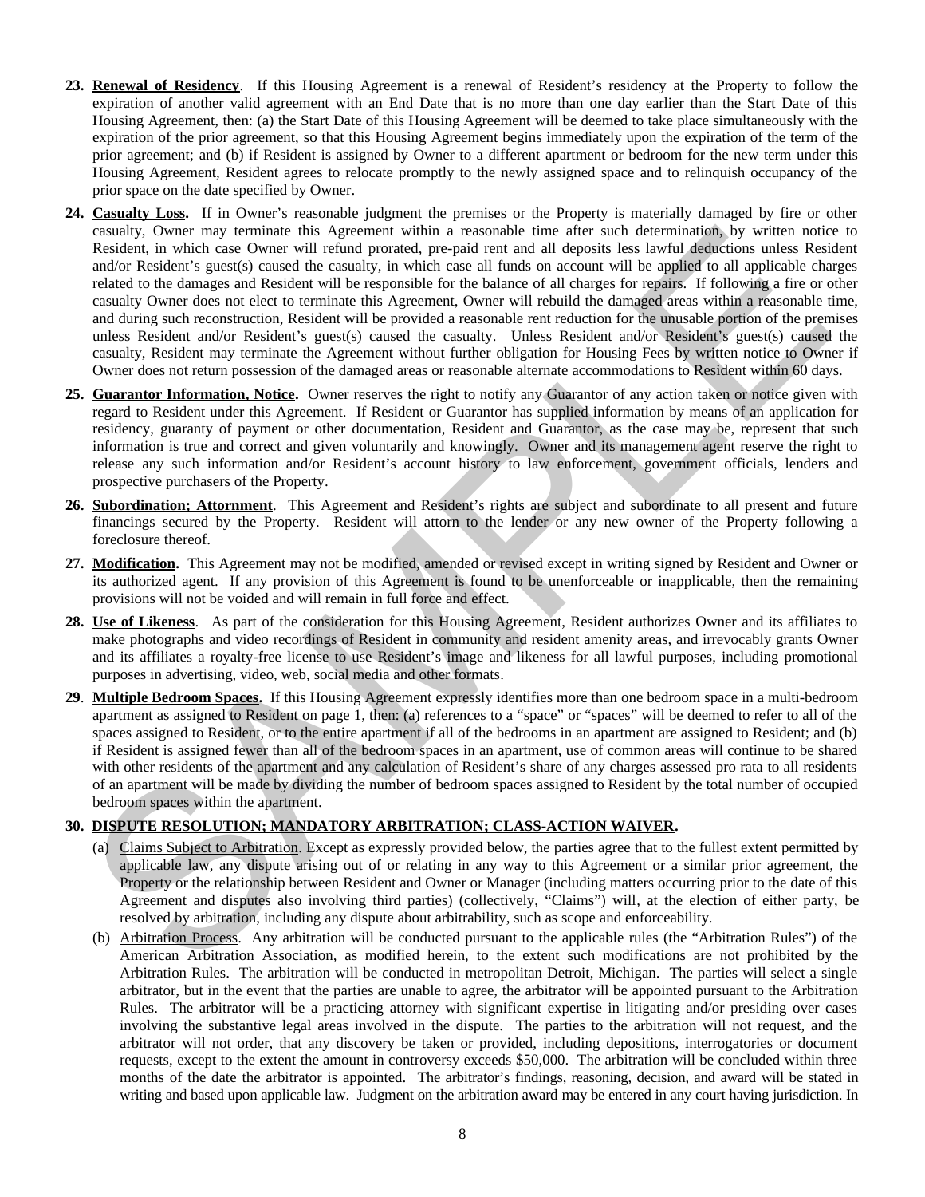23. **Renewal of Residency**. If this Housing Agreement is a renewal of Resident's residency at the Property to follow the expiration of another valid agreement with an End Date that is no more than one day earlier than the Start Date of this Housing Agreement, then: (a) the Start Date of this Housing Agreement will be deemed to take place simultaneously with the expiration of the prior agreement, so that this Housing Agreement begins immediately upon the expiration of the term of the prior agreement; and (b) if Resident is assigned by Owner to a different apartment or bedroom for the new term under this Housing Agreement, Resident agrees to relocate promptly to the newly assigned space and to relinquish occupancy of the prior space on the date specified by Owner.

24. **Casualty Loss.** If in Owner's reasonable judgment the premises or the Property is materially damaged by fire or other casualty, Owner may terminate this Agreement within a reasonable time after such determination, by written notice to Resident, in which case Owner will refund prorated, pre-paid rent and all deposits less lawful deductions unless Resident and/or Resident's guest(s) caused the casualty, in which case all funds on account will be applied to all applicable charges related to the damages and Resident will be responsible for the balance of all charges for repairs. If following a fire or other casualty Owner does not elect to terminate this Agreement, Owner will rebuild the damaged areas within a reasonable time, and during such reconstruction, Resident will be provided a reasonable rent reduction for the unusable portion of the premises unless Resident and/or Resident's guest(s) caused the casualty. Unless Resident and/or Resident's guest(s) caused the casualty, Resident may terminate the Agreement without further obligation for Housing Fees by written notice to Owner if Owner does not return possession of the damaged areas or reasonable alternate accommodations to Resident within 60 days.

25. **Guarantor Information, Notice.** Owner reserves the right to notify any Guarantor of any action taken or notice given with regard to Resident under this Agreement. If Resident or Guarantor has supplied information by means of an application for residency, guaranty of payment or other documentation, Resident and Guarantor, as the case may be, represent that such information is true and correct and given voluntarily and knowingly. Owner and its management agent reserve the right to release any such information and/or Resident's account history to law enforcement, government officials, lenders and prospective purchasers of the Property.

26. **Subordination; Attornment**. This Agreement and Resident's rights are subject and subordinate to all present and future financings secured by the Property. Resident will attorn to the lender or any new owner of the Property following a foreclosure thereof.

27. **Modification.** This Agreement may not be modified, amended or revised except in writing signed by Resident and Owner or its authorized agent. If any provision of this Agreement is found to be unenforceable or inapplicable, then the remaining provisions will not be voided and will remain in full force and effect.

28. **Use of Likeness**. As part of the consideration for this Housing Agreement, Resident authorizes Owner and its affiliates to make photographs and video recordings of Resident in community and resident amenity areas, and irrevocably grants Owner and its affiliates a royalty-free license to use Resident's image and likeness for all lawful purposes, including promotional purposes in advertising, video, web, social media and other formats.

29. **Multiple Bedroom Spaces.** If this Housing Agreement expressly identifies more than one bedroom space in a multi-bedroom apartment as assigned to Resident on page 1, then: (a) references to a "space" or "spaces" will be deemed to refer to all of the spaces assigned to Resident, or to the entire apartment if all of the bedrooms in an apartment are assigned to Resident; and (b) if Resident is assigned fewer than all of the bedroom spaces in an apartment, use of common areas will continue to be shared with other residents of the apartment and any calculation of Resident's share of any charges assessed pro rata to all residents of an apartment will be made by dividing the number of bedroom spaces assigned to Resident by the total number of occupied bedroom spaces within the apartment.

30. **DISPUTE RESOLUTION; MANDATORY ARBITRATION; CLASS-ACTION WAIVER.**

    (a) Claims Subject to Arbitration. Except as expressly provided below, the parties agree that to the fullest extent permitted by applicable law, any dispute arising out of or relating in any way to this Agreement or a similar prior agreement, the Property or the relationship between Resident and Owner or Manager (including matters occurring prior to the date of this Agreement and disputes also involving third parties) (collectively, "Claims") will, at the election of either party, be resolved by arbitration, including any dispute about arbitrability, such as scope and enforceability.

    (b) Arbitration Process. Any arbitration will be conducted pursuant to the applicable rules (the "Arbitration Rules") of the American Arbitration Association, as modified herein, to the extent such modifications are not prohibited by the Arbitration Rules. The arbitration will be conducted in metropolitan Detroit, Michigan. The parties will select a single arbitrator, but in the event that the parties are unable to agree, the arbitrator will be appointed pursuant to the Arbitration Rules. The arbitrator will be a practicing attorney with significant expertise in litigating and/or presiding over cases involving the substantive legal areas involved in the dispute. The parties to the arbitration will not request, and the arbitrator will not order, that any discovery be taken or provided, including depositions, interrogatories or document requests, except to the extent the amount in controversy exceeds $50,000. The arbitration will be concluded within three months of the date the arbitrator is appointed. The arbitrator's findings, reasoning, decision, and award will be stated in writing and based upon applicable law. Judgment on the arbitration award may be entered in any court having jurisdiction. In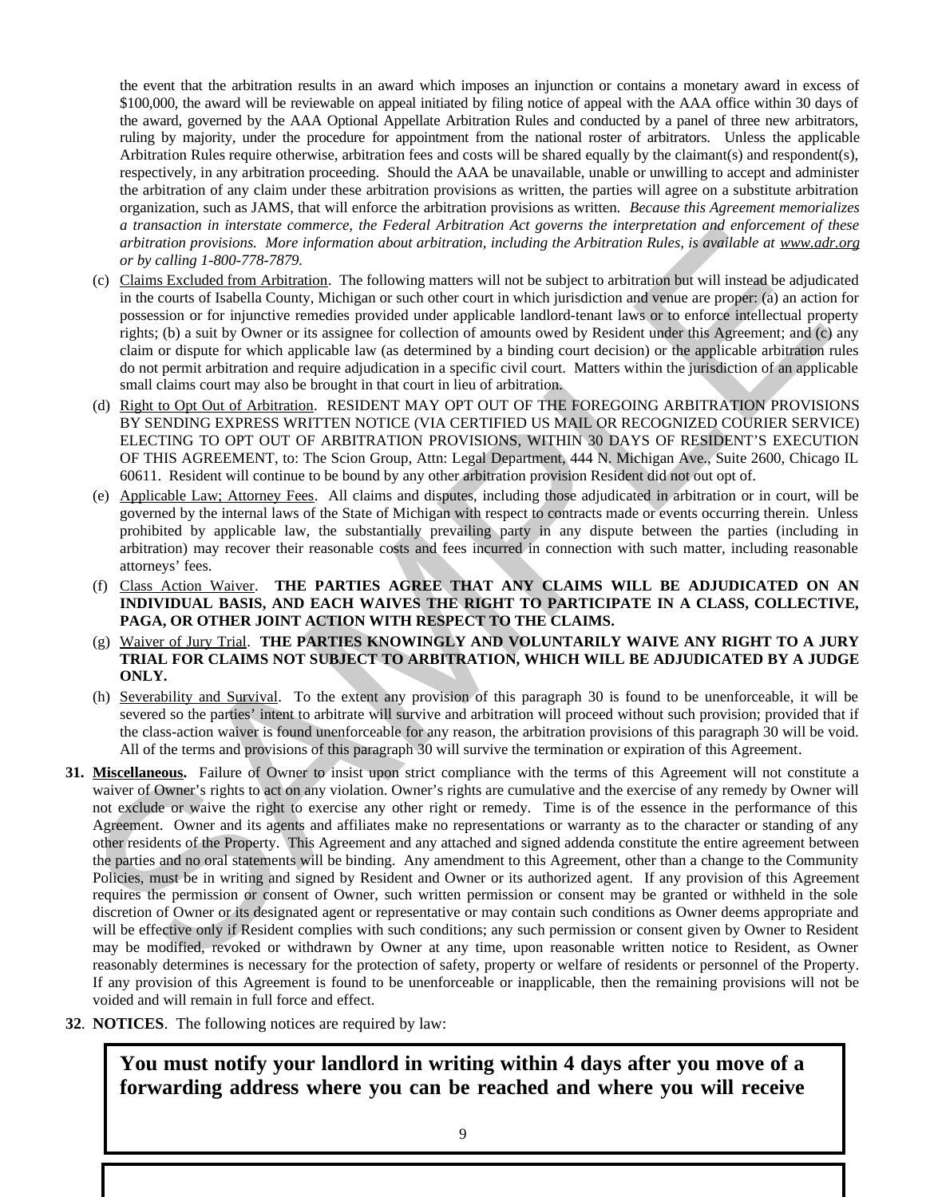the event that the arbitration results in an award which imposes an injunction or contains a monetary award in excess of $100,000, the award will be reviewable on appeal initiated by filing notice of appeal with the AAA office within 30 days of the award, governed by the AAA Optional Appellate Arbitration Rules and conducted by a panel of three new arbitrators, ruling by majority, under the procedure for appointment from the national roster of arbitrators. Unless the applicable Arbitration Rules require otherwise, arbitration fees and costs will be shared equally by the claimant(s) and respondent(s), respectively, in any arbitration proceeding. Should the AAA be unavailable, unable or unwilling to accept and administer the arbitration of any claim under these arbitration provisions as written, the parties will agree on a substitute arbitration organization, such as JAMS, that will enforce the arbitration provisions as written. *Because this Agreement memorializes a transaction in interstate commerce, the Federal Arbitration Act governs the interpretation and enforcement of these arbitration provisions. More information about arbitration, including the Arbitration Rules, is available at www.adr.org or by calling 1-800-778-7879.*

(c) Claims Excluded from Arbitration. The following matters will not be subject to arbitration but will instead be adjudicated in the courts of Isabella County, Michigan or such other court in which jurisdiction and venue are proper: (a) an action for possession or for injunctive remedies provided under applicable landlord-tenant laws or to enforce intellectual property rights; (b) a suit by Owner or its assignee for collection of amounts owed by Resident under this Agreement; and (c) any claim or dispute for which applicable law (as determined by a binding court decision) or the applicable arbitration rules do not permit arbitration and require adjudication in a specific civil court. Matters within the jurisdiction of an applicable small claims court may also be brought in that court in lieu of arbitration.

(d) Right to Opt Out of Arbitration. RESIDENT MAY OPT OUT OF THE FOREGOING ARBITRATION PROVISIONS BY SENDING EXPRESS WRITTEN NOTICE (VIA CERTIFIED US MAIL OR RECOGNIZED COURIER SERVICE) ELECTING TO OPT OUT OF ARBITRATION PROVISIONS, WITHIN 30 DAYS OF RESIDENT'S EXECUTION OF THIS AGREEMENT, to: The Scion Group, Attn: Legal Department, 444 N. Michigan Ave., Suite 2600, Chicago IL 60611. Resident will continue to be bound by any other arbitration provision Resident did not out opt of.

(e) Applicable Law; Attorney Fees. All claims and disputes, including those adjudicated in arbitration or in court, will be governed by the internal laws of the State of Michigan with respect to contracts made or events occurring therein. Unless prohibited by applicable law, the substantially prevailing party in any dispute between the parties (including in arbitration) may recover their reasonable costs and fees incurred in connection with such matter, including reasonable attorneys' fees.

(f) Class Action Waiver. **THE PARTIES AGREE THAT ANY CLAIMS WILL BE ADJUDICATED ON AN INDIVIDUAL BASIS, AND EACH WAIVES THE RIGHT TO PARTICIPATE IN A CLASS, COLLECTIVE, PAGA, OR OTHER JOINT ACTION WITH RESPECT TO THE CLAIMS.**

(g) Waiver of Jury Trial. **THE PARTIES KNOWINGLY AND VOLUNTARILY WAIVE ANY RIGHT TO A JURY TRIAL FOR CLAIMS NOT SUBJECT TO ARBITRATION, WHICH WILL BE ADJUDICATED BY A JUDGE ONLY.**

(h) Severability and Survival. To the extent any provision of this paragraph 30 is found to be unenforceable, it will be severed so the parties' intent to arbitrate will survive and arbitration will proceed without such provision; provided that if the class-action waiver is found unenforceable for any reason, the arbitration provisions of this paragraph 30 will be void. All of the terms and provisions of this paragraph 30 will survive the termination or expiration of this Agreement.

**31. Miscellaneous.** Failure of Owner to insist upon strict compliance with the terms of this Agreement will not constitute a waiver of Owner's rights to act on any violation. Owner's rights are cumulative and the exercise of any remedy by Owner will not exclude or waive the right to exercise any other right or remedy. Time is of the essence in the performance of this Agreement. Owner and its agents and affiliates make no representations or warranty as to the character or standing of any other residents of the Property. This Agreement and any attached and signed addenda constitute the entire agreement between the parties and no oral statements will be binding. Any amendment to this Agreement, other than a change to the Community Policies, must be in writing and signed by Resident and Owner or its authorized agent. If any provision of this Agreement requires the permission or consent of Owner, such written permission or consent may be granted or withheld in the sole discretion of Owner or its designated agent or representative or may contain such conditions as Owner deems appropriate and will be effective only if Resident complies with such conditions; any such permission or consent given by Owner to Resident may be modified, revoked or withdrawn by Owner at any time, upon reasonable written notice to Resident, as Owner reasonably determines is necessary for the protection of safety, property or welfare of residents or personnel of the Property. If any provision of this Agreement is found to be unenforceable or inapplicable, then the remaining provisions will not be voided and will remain in full force and effect.

**32. NOTICES.** The following notices are required by law:

**You must notify your landlord in writing within 4 days after you move of a forwarding address where you can be reached and where you will receive**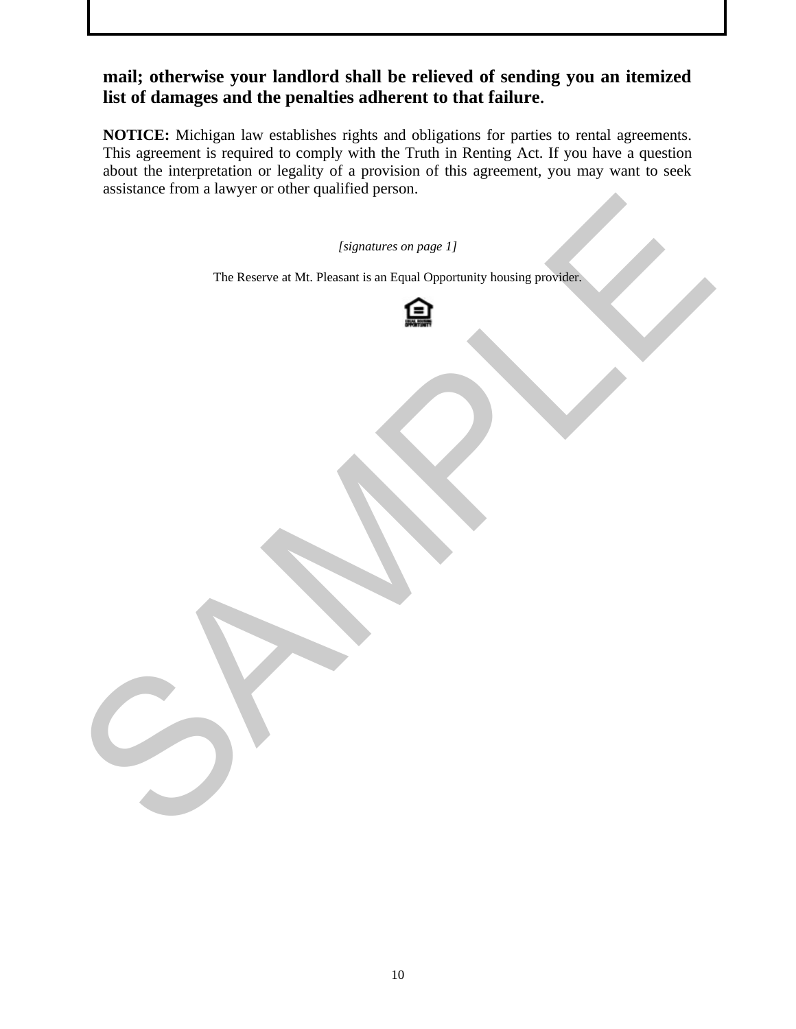**mail; otherwise your landlord shall be relieved of sending you an itemized list of damages and the penalties adherent to that failure.**

**NOTICE:** Michigan law establishes rights and obligations for parties to rental agreements. This agreement is required to comply with the Truth in Renting Act. If you have a question about the interpretation or legality of a provision of this agreement, you may want to seek assistance from a lawyer or other qualified person.

*[signatures on page 1]*

The Reserve at Mt. Pleasant is an Equal Opportunity housing provider.

SAMPLE